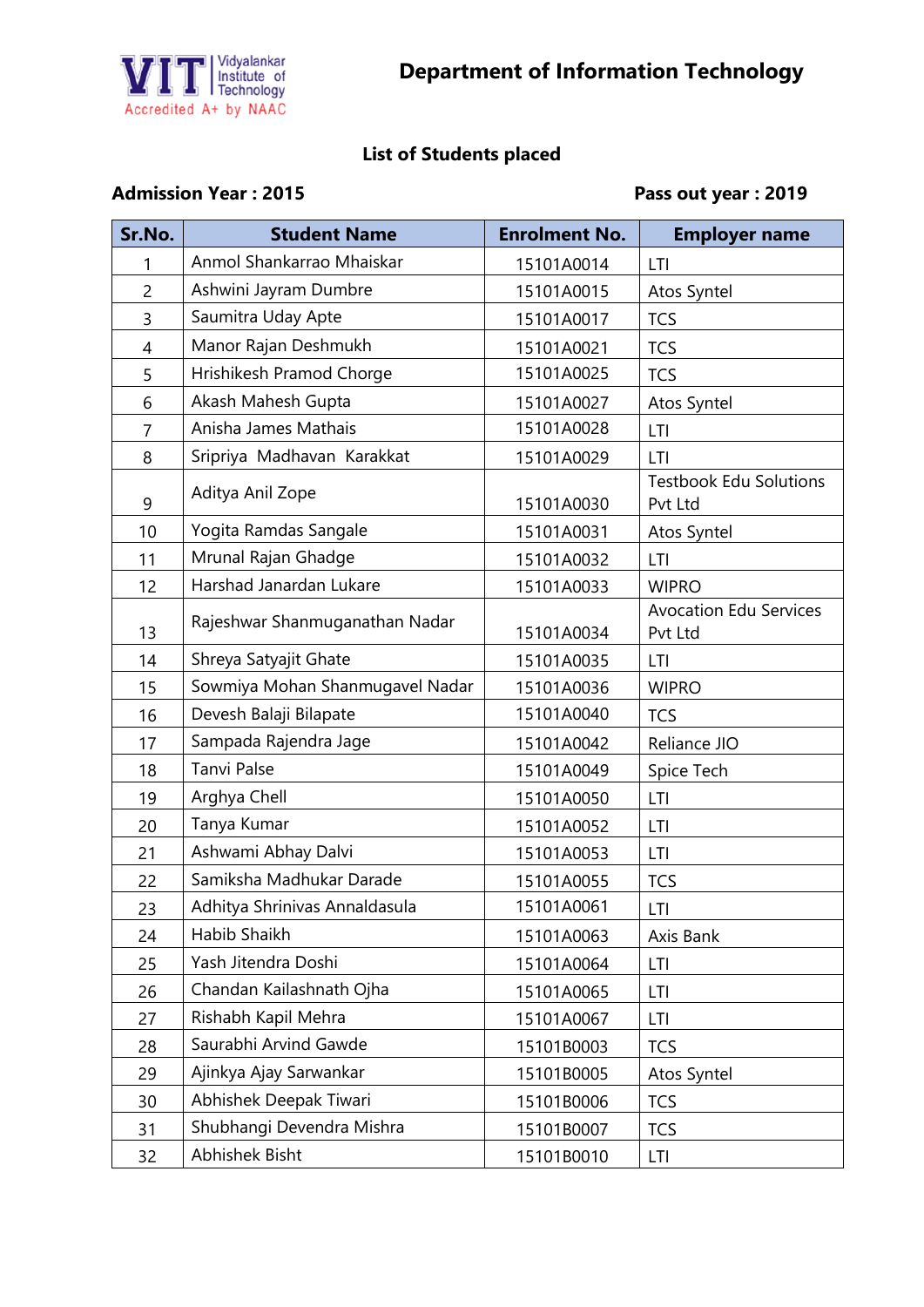Vidyalankar Institute of Technology
Accredited A+ by NAAC

# Department of Information Technology

## List of Students placed

**Admission Year : 2015** **Pass out year : 2019**

| Sr.No. | Student Name | Enrolment No. | Employer name |
|---|---|---|---|
| 1 | Anmol Shankarrao Mhaiskar | 15101A0014 | LTI |
| 2 | Ashwini Jayram Dumbre | 15101A0015 | Atos Syntel |
| 3 | Saumitra Uday Apte | 15101A0017 | TCS |
| 4 | Manor Rajan Deshmukh | 15101A0021 | TCS |
| 5 | Hrishikesh Pramod Chorge | 15101A0025 | TCS |
| 6 | Akash Mahesh Gupta | 15101A0027 | Atos Syntel |
| 7 | Anisha James Mathais | 15101A0028 | LTI |
| 8 | Sripriya Madhavan Karakkat | 15101A0029 | LTI |
| 9 | Aditya Anil Zope | 15101A0030 | Testbook Edu Solutions Pvt Ltd |
| 10 | Yogita Ramdas Sangale | 15101A0031 | Atos Syntel |
| 11 | Mrunal Rajan Ghadge | 15101A0032 | LTI |
| 12 | Harshad Janardan Lukare | 15101A0033 | WIPRO |
| 13 | Rajeshwar Shanmuganathan Nadar | 15101A0034 | Avocation Edu Services Pvt Ltd |
| 14 | Shreya Satyajit Ghate | 15101A0035 | LTI |
| 15 | Sowmiya Mohan Shanmugavel Nadar | 15101A0036 | WIPRO |
| 16 | Devesh Balaji Bilapate | 15101A0040 | TCS |
| 17 | Sampada Rajendra Jage | 15101A0042 | Reliance JIO |
| 18 | Tanvi Palse | 15101A0049 | Spice Tech |
| 19 | Arghya Chell | 15101A0050 | LTI |
| 20 | Tanya Kumar | 15101A0052 | LTI |
| 21 | Ashwami Abhay Dalvi | 15101A0053 | LTI |
| 22 | Samiksha Madhukar Darade | 15101A0055 | TCS |
| 23 | Adhitya Shrinivas Annaldasula | 15101A0061 | LTI |
| 24 | Habib Shaikh | 15101A0063 | Axis Bank |
| 25 | Yash Jitendra Doshi | 15101A0064 | LTI |
| 26 | Chandan Kailashnath Ojha | 15101A0065 | LTI |
| 27 | Rishabh Kapil Mehra | 15101A0067 | LTI |
| 28 | Saurabhi Arvind Gawde | 15101B0003 | TCS |
| 29 | Ajinkya Ajay Sarwankar | 15101B0005 | Atos Syntel |
| 30 | Abhishek Deepak Tiwari | 15101B0006 | TCS |
| 31 | Shubhangi Devendra Mishra | 15101B0007 | TCS |
| 32 | Abhishek Bisht | 15101B0010 | LTI |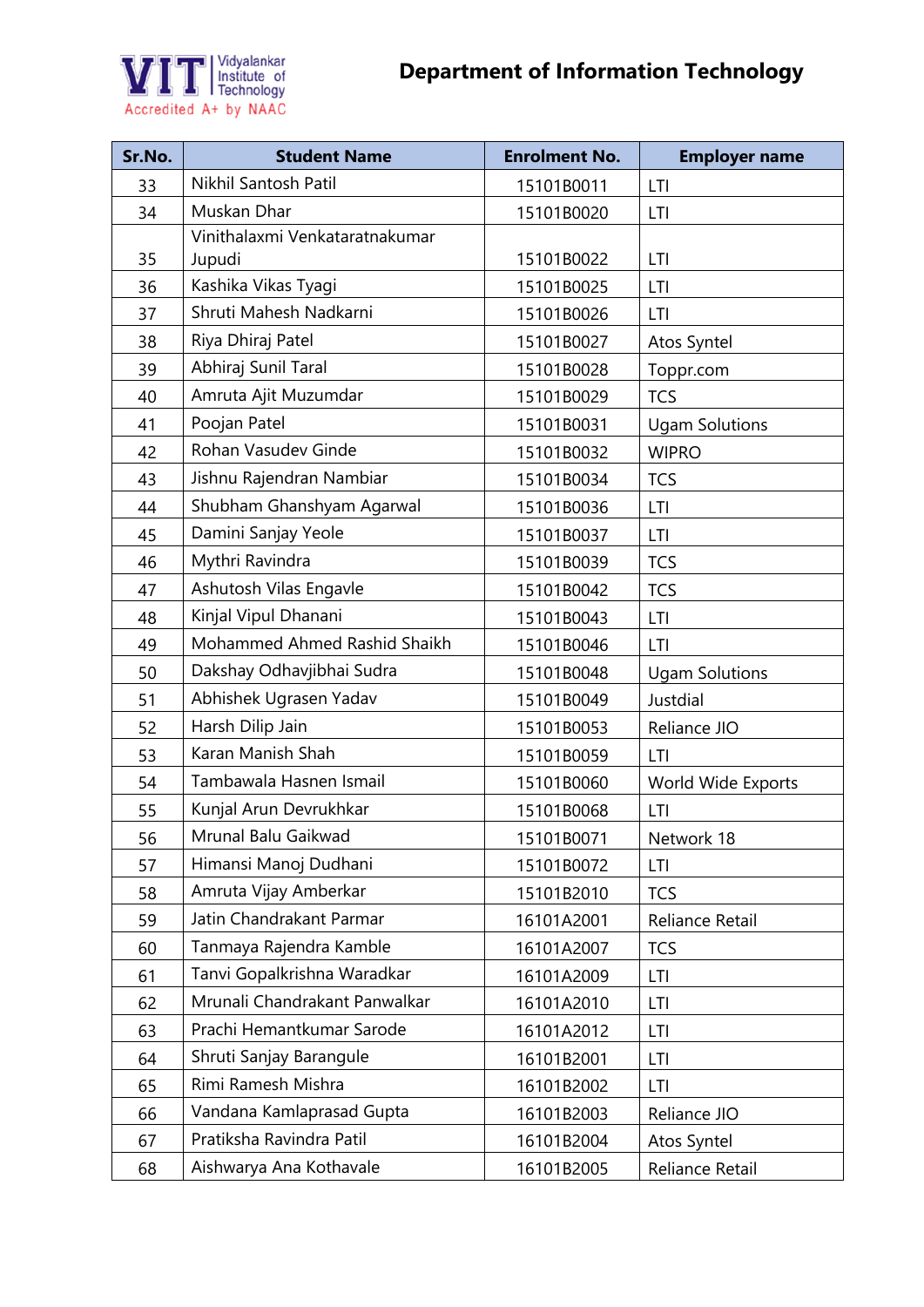# Department of Information Technology

| Sr.No. | Student Name | Enrolment No. | Employer name |
|---|---|---|---|
| 33 | Nikhil Santosh Patil | 15101B0011 | LTI |
| 34 | Muskan Dhar | 15101B0020 | LTI |
| 35 | Vinithalaxmi Venkataratnakumar Jupudi | 15101B0022 | LTI |
| 36 | Kashika Vikas Tyagi | 15101B0025 | LTI |
| 37 | Shruti Mahesh Nadkarni | 15101B0026 | LTI |
| 38 | Riya Dhiraj Patel | 15101B0027 | Atos Syntel |
| 39 | Abhiraj Sunil Taral | 15101B0028 | Toppr.com |
| 40 | Amruta Ajit Muzumdar | 15101B0029 | TCS |
| 41 | Poojan Patel | 15101B0031 | Ugam Solutions |
| 42 | Rohan Vasudev Ginde | 15101B0032 | WIPRO |
| 43 | Jishnu Rajendran Nambiar | 15101B0034 | TCS |
| 44 | Shubham Ghanshyam Agarwal | 15101B0036 | LTI |
| 45 | Damini Sanjay Yeole | 15101B0037 | LTI |
| 46 | Mythri Ravindra | 15101B0039 | TCS |
| 47 | Ashutosh Vilas Engavle | 15101B0042 | TCS |
| 48 | Kinjal Vipul Dhanani | 15101B0043 | LTI |
| 49 | Mohammed Ahmed Rashid Shaikh | 15101B0046 | LTI |
| 50 | Dakshay Odhavjibhai Sudra | 15101B0048 | Ugam Solutions |
| 51 | Abhishek Ugrasen Yadav | 15101B0049 | Justdial |
| 52 | Harsh Dilip Jain | 15101B0053 | Reliance JIO |
| 53 | Karan Manish Shah | 15101B0059 | LTI |
| 54 | Tambawala Hasnen Ismail | 15101B0060 | World Wide Exports |
| 55 | Kunjal Arun Devrukhkar | 15101B0068 | LTI |
| 56 | Mrunal Balu Gaikwad | 15101B0071 | Network 18 |
| 57 | Himansi Manoj Dudhani | 15101B0072 | LTI |
| 58 | Amruta Vijay Amberkar | 15101B2010 | TCS |
| 59 | Jatin Chandrakant Parmar | 16101A2001 | Reliance Retail |
| 60 | Tanmaya Rajendra Kamble | 16101A2007 | TCS |
| 61 | Tanvi Gopalkrishna Waradkar | 16101A2009 | LTI |
| 62 | Mrunali Chandrakant Panwalkar | 16101A2010 | LTI |
| 63 | Prachi Hemantkumar Sarode | 16101A2012 | LTI |
| 64 | Shruti Sanjay Barangule | 16101B2001 | LTI |
| 65 | Rimi Ramesh Mishra | 16101B2002 | LTI |
| 66 | Vandana Kamlaprasad Gupta | 16101B2003 | Reliance JIO |
| 67 | Pratiksha Ravindra Patil | 16101B2004 | Atos Syntel |
| 68 | Aishwarya Ana Kothavale | 16101B2005 | Reliance Retail |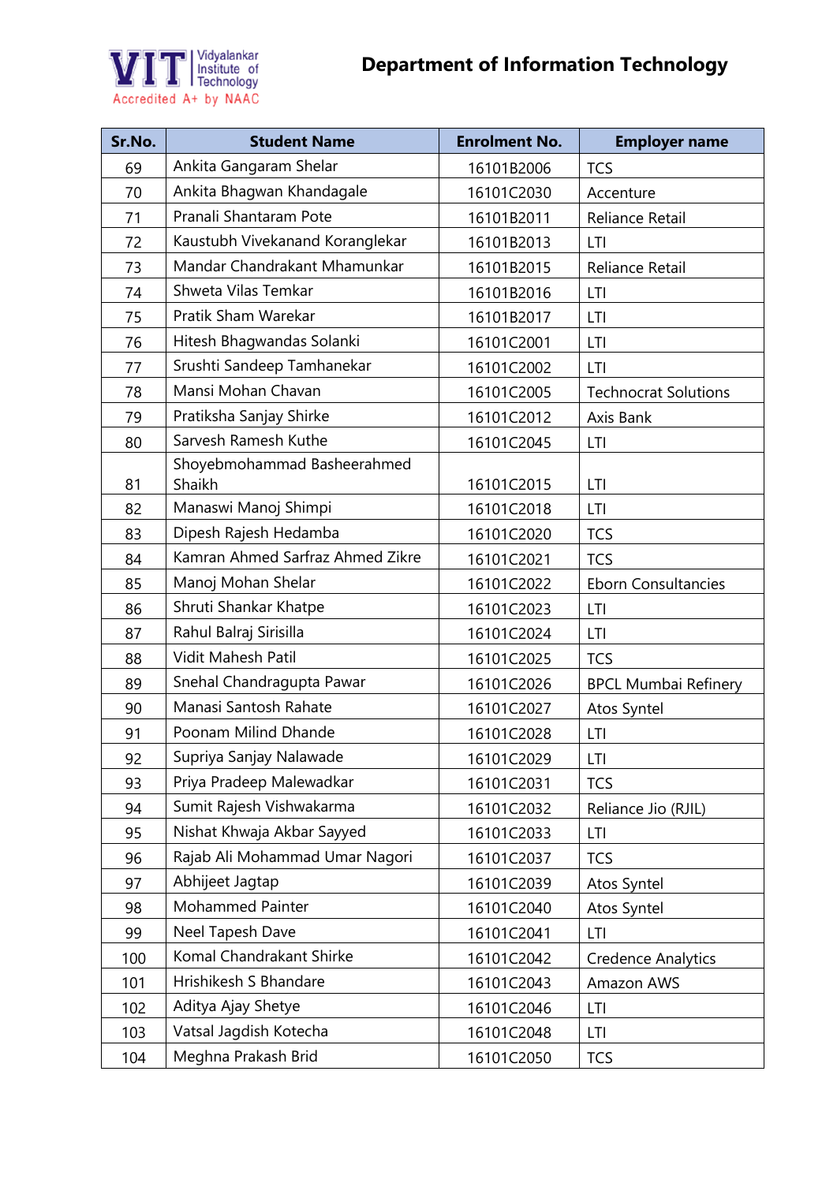# Department of Information Technology

| Sr.No. | Student Name | Enrolment No. | Employer name |
|---|---|---|---|
| 69 | Ankita Gangaram Shelar | 16101B2006 | TCS |
| 70 | Ankita Bhagwan Khandagale | 16101C2030 | Accenture |
| 71 | Pranali Shantaram Pote | 16101B2011 | Reliance Retail |
| 72 | Kaustubh Vivekanand Koranglekar | 16101B2013 | LTI |
| 73 | Mandar Chandrakant Mhamunkar | 16101B2015 | Reliance Retail |
| 74 | Shweta Vilas Temkar | 16101B2016 | LTI |
| 75 | Pratik Sham Warekar | 16101B2017 | LTI |
| 76 | Hitesh Bhagwandas Solanki | 16101C2001 | LTI |
| 77 | Srushti Sandeep Tamhanekar | 16101C2002 | LTI |
| 78 | Mansi Mohan Chavan | 16101C2005 | Technocrat Solutions |
| 79 | Pratiksha Sanjay Shirke | 16101C2012 | Axis Bank |
| 80 | Sarvesh Ramesh Kuthe | 16101C2045 | LTI |
| 81 | Shoyebmohammad Basheerahmed Shaikh | 16101C2015 | LTI |
| 82 | Manaswi Manoj Shimpi | 16101C2018 | LTI |
| 83 | Dipesh Rajesh Hedamba | 16101C2020 | TCS |
| 84 | Kamran Ahmed Sarfraz Ahmed Zikre | 16101C2021 | TCS |
| 85 | Manoj Mohan Shelar | 16101C2022 | Eborn Consultancies |
| 86 | Shruti Shankar Khatpe | 16101C2023 | LTI |
| 87 | Rahul Balraj Sirisilla | 16101C2024 | LTI |
| 88 | Vidit Mahesh Patil | 16101C2025 | TCS |
| 89 | Snehal Chandragupta Pawar | 16101C2026 | BPCL Mumbai Refinery |
| 90 | Manasi Santosh Rahate | 16101C2027 | Atos Syntel |
| 91 | Poonam Milind Dhande | 16101C2028 | LTI |
| 92 | Supriya Sanjay Nalawade | 16101C2029 | LTI |
| 93 | Priya Pradeep Malewadkar | 16101C2031 | TCS |
| 94 | Sumit Rajesh Vishwakarma | 16101C2032 | Reliance Jio (RJIL) |
| 95 | Nishat Khwaja Akbar Sayyed | 16101C2033 | LTI |
| 96 | Rajab Ali Mohammad Umar Nagori | 16101C2037 | TCS |
| 97 | Abhijeet Jagtap | 16101C2039 | Atos Syntel |
| 98 | Mohammed Painter | 16101C2040 | Atos Syntel |
| 99 | Neel Tapesh Dave | 16101C2041 | LTI |
| 100 | Komal Chandrakant Shirke | 16101C2042 | Credence Analytics |
| 101 | Hrishikesh S Bhandare | 16101C2043 | Amazon AWS |
| 102 | Aditya Ajay Shetye | 16101C2046 | LTI |
| 103 | Vatsal Jagdish Kotecha | 16101C2048 | LTI |
| 104 | Meghna Prakash Brid | 16101C2050 | TCS |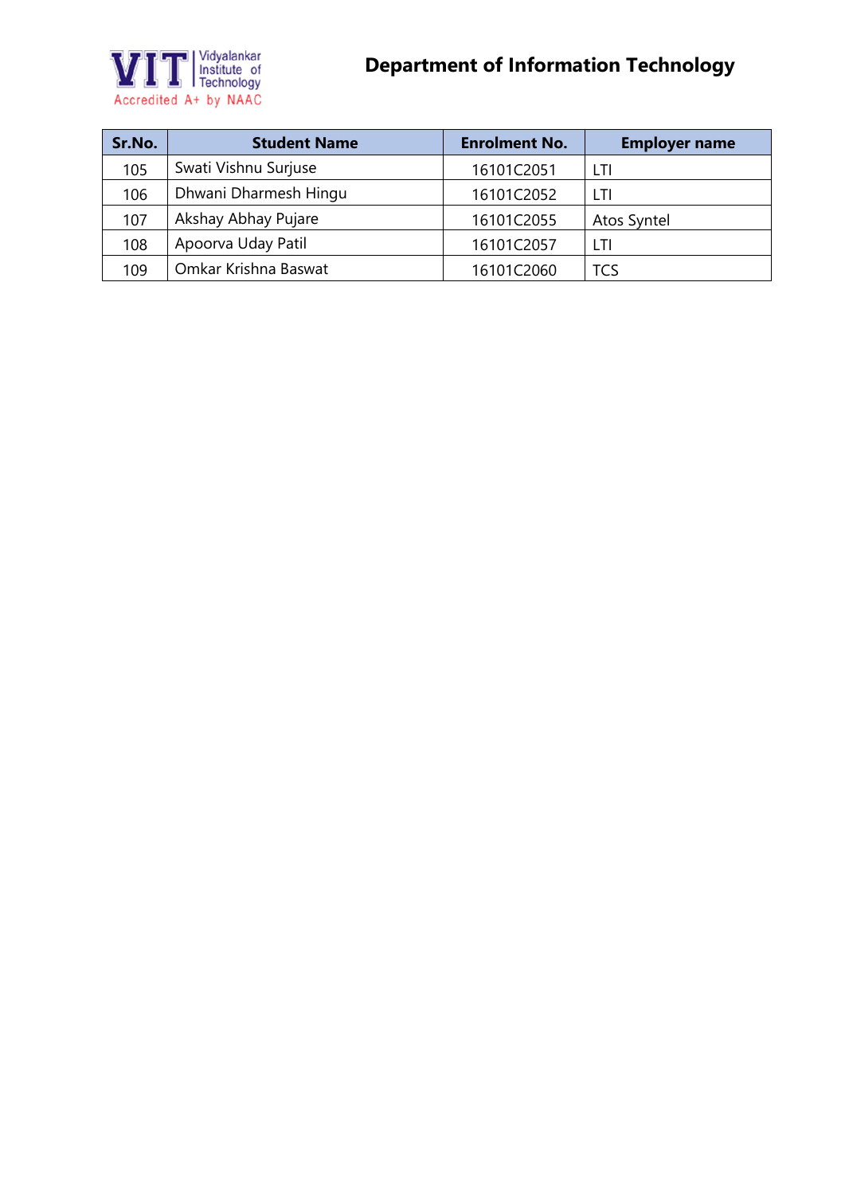# Department of Information Technology

| Sr.No. | Student Name | Enrolment No. | Employer name |
|---|---|---|---|
| 105 | Swati Vishnu Surjuse | 16101C2051 | LTI |
| 106 | Dhwani Dharmesh Hingu | 16101C2052 | LTI |
| 107 | Akshay Abhay Pujare | 16101C2055 | Atos Syntel |
| 108 | Apoorva Uday Patil | 16101C2057 | LTI |
| 109 | Omkar Krishna Baswat | 16101C2060 | TCS |